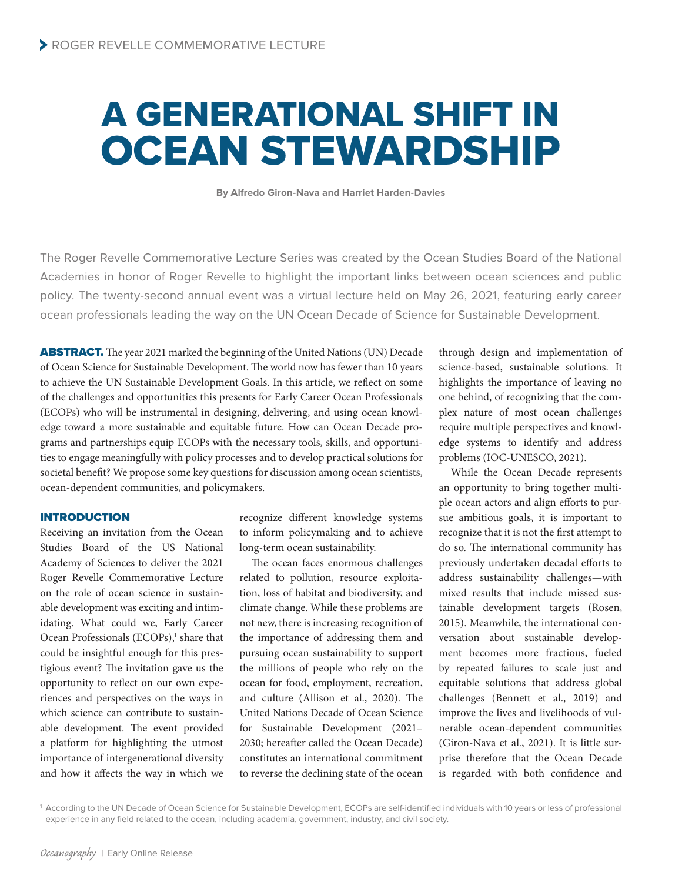# A GENERATIONAL SHIFT IN OCEAN STEWARDSHIP

**By Alfredo Giron-Nava and Harriet Harden-Davies**

The Roger Revelle Commemorative Lecture Series was created by the Ocean Studies Board of the National Academies in honor of Roger Revelle to highlight the important links between ocean sciences and public policy. The twenty-second annual event was a virtual lecture held on May 26, 2021, featuring early career ocean professionals leading the way on the UN Ocean Decade of Science for Sustainable Development.

**ABSTRACT.** The year 2021 marked the beginning of the United Nations (UN) Decade of Ocean Science for Sustainable Development. The world now has fewer than 10 years to achieve the UN Sustainable Development Goals. In this article, we reflect on some of the challenges and opportunities this presents for Early Career Ocean Professionals (ECOPs) who will be instrumental in designing, delivering, and using ocean knowledge toward a more sustainable and equitable future. How can Ocean Decade programs and partnerships equip ECOPs with the necessary tools, skills, and opportunities to engage meaningfully with policy processes and to develop practical solutions for societal benefit? We propose some key questions for discussion among ocean scientists, ocean-dependent communities, and policymakers.

## INTRODUCTION

Receiving an invitation from the Ocean Studies Board of the US National Academy of Sciences to deliver the 2021 Roger Revelle Commemorative Lecture on the role of ocean science in sustainable development was exciting and intimidating. What could we, Early Career Ocean Professionals (ECOPs),[1] share that could be insightful enough for this prestigious event? The invitation gave us the opportunity to reflect on our own experiences and perspectives on the ways in which science can contribute to sustainable development. The event provided a platform for highlighting the utmost importance of intergenerational diversity and how it affects the way in which we recognize different knowledge systems to inform policymaking and to achieve long-term ocean sustainability.

The ocean faces enormous challenges related to pollution, resource exploitation, loss of habitat and biodiversity, and climate change. While these problems are not new, there is increasing recognition of the importance of addressing them and pursuing ocean sustainability to support the millions of people who rely on the ocean for food, employment, recreation, and culture (Allison et al., 2020). The United Nations Decade of Ocean Science for Sustainable Development (2021–2030; hereafter called the Ocean Decade) constitutes an international commitment to reverse the declining state of the ocean through design and implementation of science-based, sustainable solutions. It highlights the importance of leaving no one behind, of recognizing that the complex nature of most ocean challenges require multiple perspectives and knowledge systems to identify and address problems (IOC-UNESCO, 2021).

While the Ocean Decade represents an opportunity to bring together multiple ocean actors and align efforts to pursue ambitious goals, it is important to recognize that it is not the first attempt to do so. The international community has previously undertaken decadal efforts to address sustainability challenges—with mixed results that include missed sustainable development targets (Rosen, 2015). Meanwhile, the international conversation about sustainable development becomes more fractious, fueled by repeated failures to scale just and equitable solutions that address global challenges (Bennett et al., 2019) and improve the lives and livelihoods of vulnerable ocean-dependent communities (Giron-Nava et al., 2021). It is little surprise therefore that the Ocean Decade is regarded with both confidence and

[1] According to the UN Decade of Ocean Science for Sustainable Development, ECOPs are self-identified individuals with 10 years or less of professional experience in any field related to the ocean, including academia, government, industry, and civil society.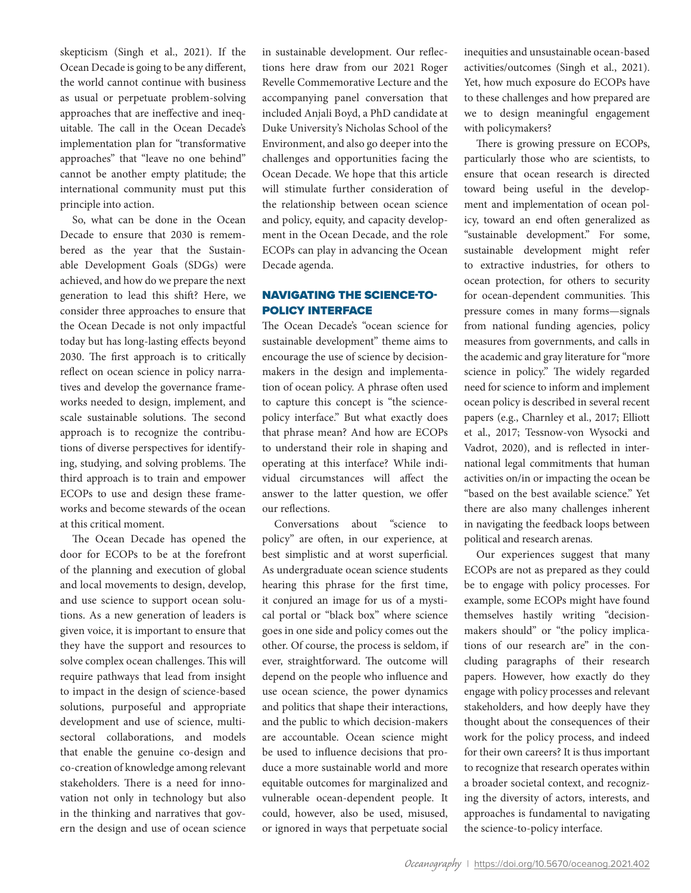skepticism (Singh et al., 2021). If the Ocean Decade is going to be any different, the world cannot continue with business as usual or perpetuate problem-solving approaches that are ineffective and inequitable. The call in the Ocean Decade's implementation plan for "transformative approaches" that "leave no one behind" cannot be another empty platitude; the international community must put this principle into action.

So, what can be done in the Ocean Decade to ensure that 2030 is remembered as the year that the Sustainable Development Goals (SDGs) were achieved, and how do we prepare the next generation to lead this shift? Here, we consider three approaches to ensure that the Ocean Decade is not only impactful today but has long-lasting effects beyond 2030. The first approach is to critically reflect on ocean science in policy narratives and develop the governance frameworks needed to design, implement, and scale sustainable solutions. The second approach is to recognize the contributions of diverse perspectives for identifying, studying, and solving problems. The third approach is to train and empower ECOPs to use and design these frameworks and become stewards of the ocean at this critical moment.

The Ocean Decade has opened the door for ECOPs to be at the forefront of the planning and execution of global and local movements to design, develop, and use science to support ocean solutions. As a new generation of leaders is given voice, it is important to ensure that they have the support and resources to solve complex ocean challenges. This will require pathways that lead from insight to impact in the design of science-based solutions, purposeful and appropriate development and use of science, multisectoral collaborations, and models that enable the genuine co-design and co-creation of knowledge among relevant stakeholders. There is a need for innovation not only in technology but also in the thinking and narratives that govern the design and use of ocean science in sustainable development. Our reflections here draw from our 2021 Roger Revelle Commemorative Lecture and the accompanying panel conversation that included Anjali Boyd, a PhD candidate at Duke University's Nicholas School of the Environment, and also go deeper into the challenges and opportunities facing the Ocean Decade. We hope that this article will stimulate further consideration of the relationship between ocean science and policy, equity, and capacity development in the Ocean Decade, and the role ECOPs can play in advancing the Ocean Decade agenda.

## NAVIGATING THE SCIENCE-TO-POLICY INTERFACE

The Ocean Decade's "ocean science for sustainable development" theme aims to encourage the use of science by decision-makers in the design and implementation of ocean policy. A phrase often used to capture this concept is "the science-policy interface." But what exactly does that phrase mean? And how are ECOPs to understand their role in shaping and operating at this interface? While individual circumstances will affect the answer to the latter question, we offer our reflections.

Conversations about "science to policy" are often, in our experience, at best simplistic and at worst superficial. As undergraduate ocean science students hearing this phrase for the first time, it conjured an image for us of a mystical portal or "black box" where science goes in one side and policy comes out the other. Of course, the process is seldom, if ever, straightforward. The outcome will depend on the people who influence and use ocean science, the power dynamics and politics that shape their interactions, and the public to which decision-makers are accountable. Ocean science might be used to influence decisions that produce a more sustainable world and more equitable outcomes for marginalized and vulnerable ocean-dependent people. It could, however, also be used, misused, or ignored in ways that perpetuate social inequities and unsustainable ocean-based activities/outcomes (Singh et al., 2021). Yet, how much exposure do ECOPs have to these challenges and how prepared are we to design meaningful engagement with policymakers?

There is growing pressure on ECOPs, particularly those who are scientists, to ensure that ocean research is directed toward being useful in the development and implementation of ocean policy, toward an end often generalized as "sustainable development." For some, sustainable development might refer to extractive industries, for others to ocean protection, for others to security for ocean-dependent communities. This pressure comes in many forms—signals from national funding agencies, policy measures from governments, and calls in the academic and gray literature for "more science in policy." The widely regarded need for science to inform and implement ocean policy is described in several recent papers (e.g., Charnley et al., 2017; Elliott et al., 2017; Tessnow-von Wysocki and Vadrot, 2020), and is reflected in international legal commitments that human activities on/in or impacting the ocean be "based on the best available science." Yet there are also many challenges inherent in navigating the feedback loops between political and research arenas.

Our experiences suggest that many ECOPs are not as prepared as they could be to engage with policy processes. For example, some ECOPs might have found themselves hastily writing "decision-makers should" or "the policy implications of our research are" in the concluding paragraphs of their research papers. However, how exactly do they engage with policy processes and relevant stakeholders, and how deeply have they thought about the consequences of their work for the policy process, and indeed for their own careers? It is thus important to recognize that research operates within a broader societal context, and recognizing the diversity of actors, interests, and approaches is fundamental to navigating the science-to-policy interface.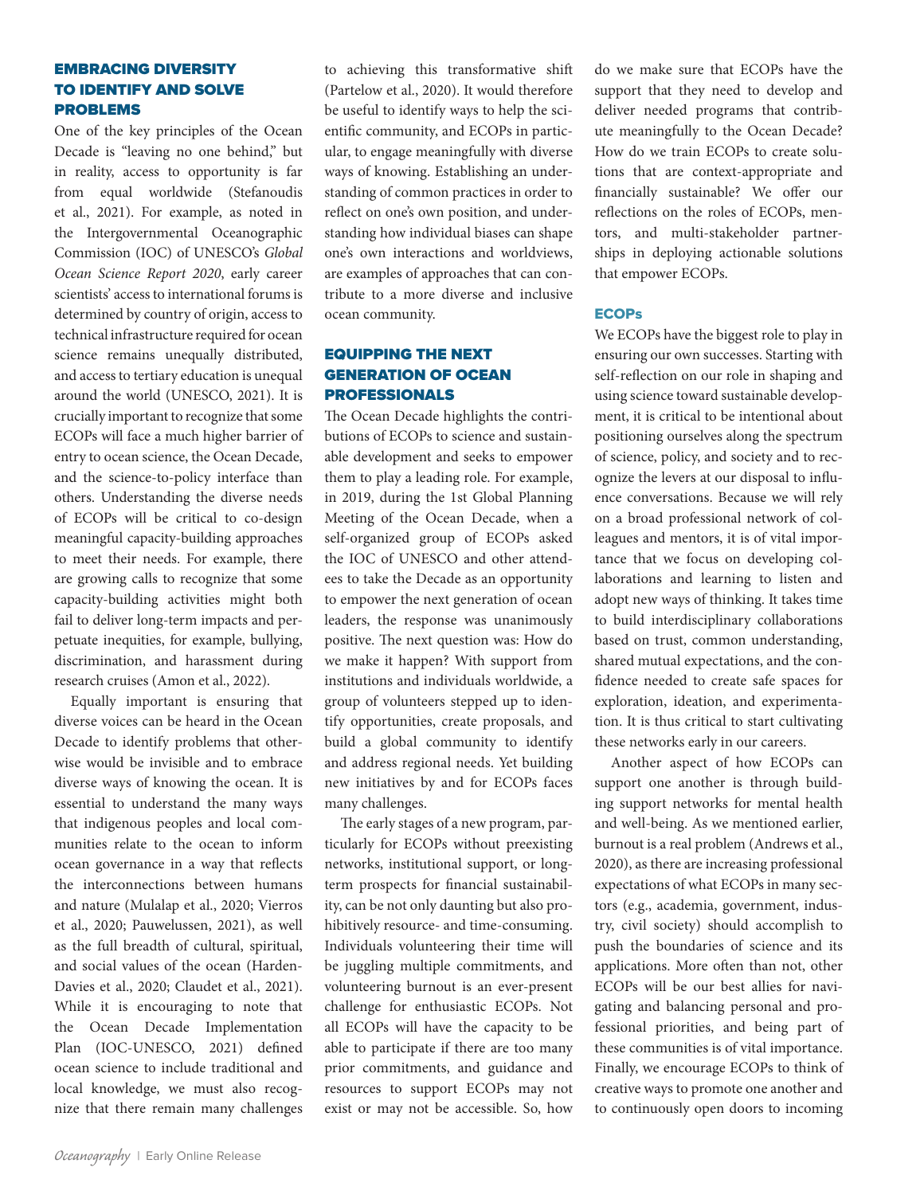## EMBRACING DIVERSITY TO IDENTIFY AND SOLVE PROBLEMS

One of the key principles of the Ocean Decade is "leaving no one behind," but in reality, access to opportunity is far from equal worldwide (Stefanoudis et al., 2021). For example, as noted in the Intergovernmental Oceanographic Commission (IOC) of UNESCO's *Global Ocean Science Report 2020*, early career scientists' access to international forums is determined by country of origin, access to technical infrastructure required for ocean science remains unequally distributed, and access to tertiary education is unequal around the world (UNESCO, 2021). It is crucially important to recognize that some ECOPs will face a much higher barrier of entry to ocean science, the Ocean Decade, and the science-to-policy interface than others. Understanding the diverse needs of ECOPs will be critical to co-design meaningful capacity-building approaches to meet their needs. For example, there are growing calls to recognize that some capacity-building activities might both fail to deliver long-term impacts and perpetuate inequities, for example, bullying, discrimination, and harassment during research cruises (Amon et al., 2022).

Equally important is ensuring that diverse voices can be heard in the Ocean Decade to identify problems that otherwise would be invisible and to embrace diverse ways of knowing the ocean. It is essential to understand the many ways that indigenous peoples and local communities relate to the ocean to inform ocean governance in a way that reflects the interconnections between humans and nature (Mulalap et al., 2020; Vierros et al., 2020; Pauwelussen, 2021), as well as the full breadth of cultural, spiritual, and social values of the ocean (Harden-Davies et al., 2020; Claudet et al., 2021). While it is encouraging to note that the Ocean Decade Implementation Plan (IOC-UNESCO, 2021) defined ocean science to include traditional and local knowledge, we must also recognize that there remain many challenges to achieving this transformative shift (Partelow et al., 2020). It would therefore be useful to identify ways to help the scientific community, and ECOPs in particular, to engage meaningfully with diverse ways of knowing. Establishing an understanding of common practices in order to reflect on one's own position, and understanding how individual biases can shape one's own interactions and worldviews, are examples of approaches that can contribute to a more diverse and inclusive ocean community.

## EQUIPPING THE NEXT GENERATION OF OCEAN PROFESSIONALS

The Ocean Decade highlights the contributions of ECOPs to science and sustainable development and seeks to empower them to play a leading role. For example, in 2019, during the 1st Global Planning Meeting of the Ocean Decade, when a self-organized group of ECOPs asked the IOC of UNESCO and other attendees to take the Decade as an opportunity to empower the next generation of ocean leaders, the response was unanimously positive. The next question was: How do we make it happen? With support from institutions and individuals worldwide, a group of volunteers stepped up to identify opportunities, create proposals, and build a global community to identify and address regional needs. Yet building new initiatives by and for ECOPs faces many challenges.

The early stages of a new program, particularly for ECOPs without preexisting networks, institutional support, or long-term prospects for financial sustainability, can be not only daunting but also prohibitively resource- and time-consuming. Individuals volunteering their time will be juggling multiple commitments, and volunteering burnout is an ever-present challenge for enthusiastic ECOPs. Not all ECOPs will have the capacity to be able to participate if there are too many prior commitments, and guidance and resources to support ECOPs may not exist or may not be accessible. So, how do we make sure that ECOPs have the support that they need to develop and deliver needed programs that contribute meaningfully to the Ocean Decade? How do we train ECOPs to create solutions that are context-appropriate and financially sustainable? We offer our reflections on the roles of ECOPs, mentors, and multi-stakeholder partnerships in deploying actionable solutions that empower ECOPs.

### ECOPs

We ECOPs have the biggest role to play in ensuring our own successes. Starting with self-reflection on our role in shaping and using science toward sustainable development, it is critical to be intentional about positioning ourselves along the spectrum of science, policy, and society and to recognize the levers at our disposal to influence conversations. Because we will rely on a broad professional network of colleagues and mentors, it is of vital importance that we focus on developing collaborations and learning to listen and adopt new ways of thinking. It takes time to build interdisciplinary collaborations based on trust, common understanding, shared mutual expectations, and the confidence needed to create safe spaces for exploration, ideation, and experimentation. It is thus critical to start cultivating these networks early in our careers.

Another aspect of how ECOPs can support one another is through building support networks for mental health and well-being. As we mentioned earlier, burnout is a real problem (Andrews et al., 2020), as there are increasing professional expectations of what ECOPs in many sectors (e.g., academia, government, industry, civil society) should accomplish to push the boundaries of science and its applications. More often than not, other ECOPs will be our best allies for navigating and balancing personal and professional priorities, and being part of these communities is of vital importance. Finally, we encourage ECOPs to think of creative ways to promote one another and to continuously open doors to incoming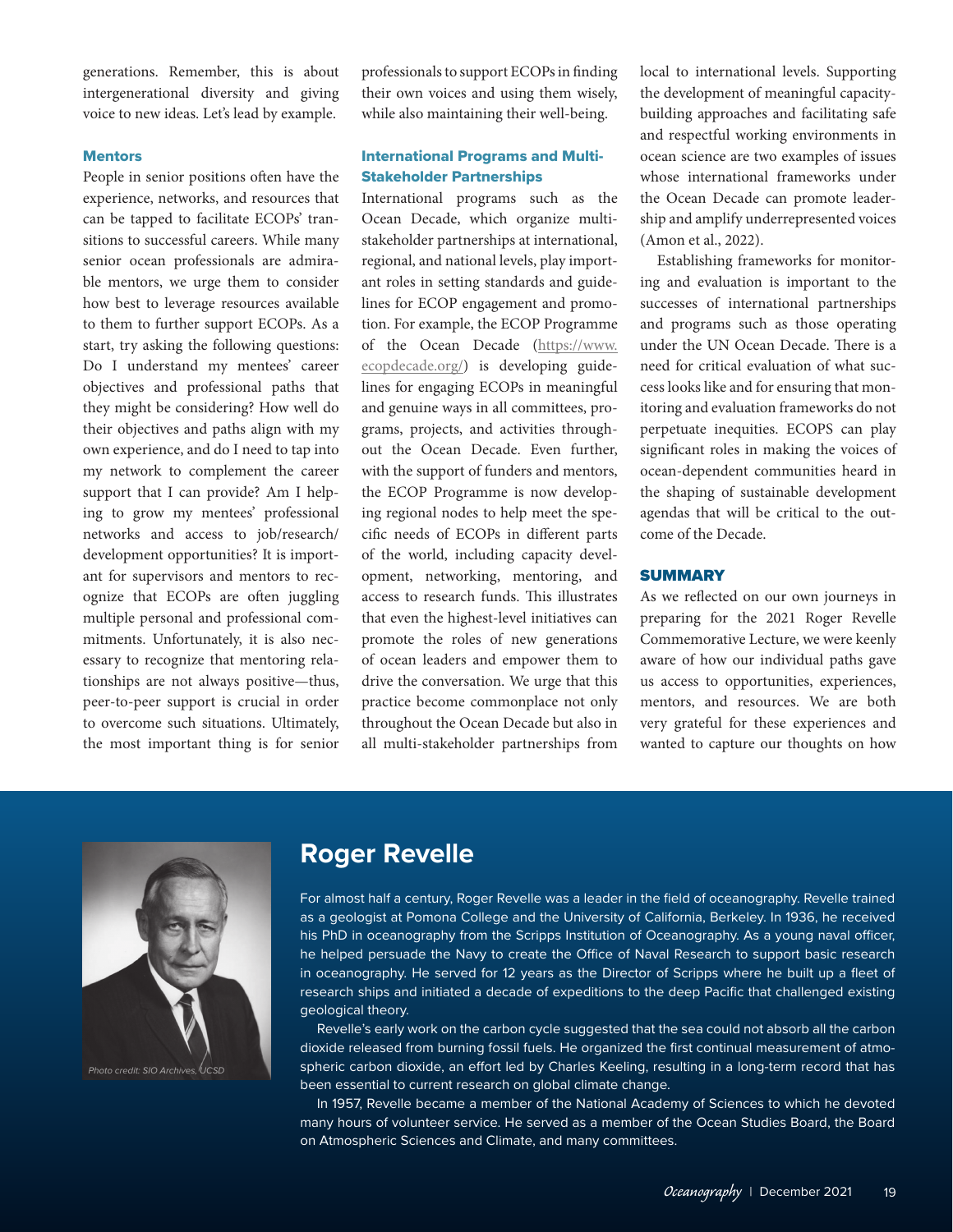generations. Remember, this is about intergenerational diversity and giving voice to new ideas. Let's lead by example.

### Mentors

People in senior positions often have the experience, networks, and resources that can be tapped to facilitate ECOPs' transitions to successful careers. While many senior ocean professionals are admirable mentors, we urge them to consider how best to leverage resources available to them to further support ECOPs. As a start, try asking the following questions: Do I understand my mentees' career objectives and professional paths that they might be considering? How well do their objectives and paths align with my own experience, and do I need to tap into my network to complement the career support that I can provide? Am I helping to grow my mentees' professional networks and access to job/research/development opportunities? It is important for supervisors and mentors to recognize that ECOPs are often juggling multiple personal and professional commitments. Unfortunately, it is also necessary to recognize that mentoring relationships are not always positive—thus, peer-to-peer support is crucial in order to overcome such situations. Ultimately, the most important thing is for senior professionals to support ECOPs in finding their own voices and using them wisely, while also maintaining their well-being.

### International Programs and Multi-Stakeholder Partnerships

International programs such as the Ocean Decade, which organize multi-stakeholder partnerships at international, regional, and national levels, play important roles in setting standards and guidelines for ECOP engagement and promotion. For example, the ECOP Programme of the Ocean Decade (https://www.ecopdecade.org/) is developing guidelines for engaging ECOPs in meaningful and genuine ways in all committees, programs, projects, and activities throughout the Ocean Decade. Even further, with the support of funders and mentors, the ECOP Programme is now developing regional nodes to help meet the specific needs of ECOPs in different parts of the world, including capacity development, networking, mentoring, and access to research funds. This illustrates that even the highest-level initiatives can promote the roles of new generations of ocean leaders and empower them to drive the conversation. We urge that this practice become commonplace not only throughout the Ocean Decade but also in all multi-stakeholder partnerships from local to international levels. Supporting the development of meaningful capacity-building approaches and facilitating safe and respectful working environments in ocean science are two examples of issues whose international frameworks under the Ocean Decade can promote leadership and amplify underrepresented voices (Amon et al., 2022).

Establishing frameworks for monitoring and evaluation is important to the successes of international partnerships and programs such as those operating under the UN Ocean Decade. There is a need for critical evaluation of what success looks like and for ensuring that monitoring and evaluation frameworks do not perpetuate inequities. ECOPS can play significant roles in making the voices of ocean-dependent communities heard in the shaping of sustainable development agendas that will be critical to the outcome of the Decade.

## SUMMARY

As we reflected on our own journeys in preparing for the 2021 Roger Revelle Commemorative Lecture, we were keenly aware of how our individual paths gave us access to opportunities, experiences, mentors, and resources. We are both very grateful for these experiences and wanted to capture our thoughts on how

## Roger Revelle

*Photo credit: SIO Archives, UCSD*

For almost half a century, Roger Revelle was a leader in the field of oceanography. Revelle trained as a geologist at Pomona College and the University of California, Berkeley. In 1936, he received his PhD in oceanography from the Scripps Institution of Oceanography. As a young naval officer, he helped persuade the Navy to create the Office of Naval Research to support basic research in oceanography. He served for 12 years as the Director of Scripps where he built up a fleet of research ships and initiated a decade of expeditions to the deep Pacific that challenged existing geological theory.

Revelle's early work on the carbon cycle suggested that the sea could not absorb all the carbon dioxide released from burning fossil fuels. He organized the first continual measurement of atmospheric carbon dioxide, an effort led by Charles Keeling, resulting in a long-term record that has been essential to current research on global climate change.

In 1957, Revelle became a member of the National Academy of Sciences to which he devoted many hours of volunteer service. He served as a member of the Ocean Studies Board, the Board on Atmospheric Sciences and Climate, and many committees.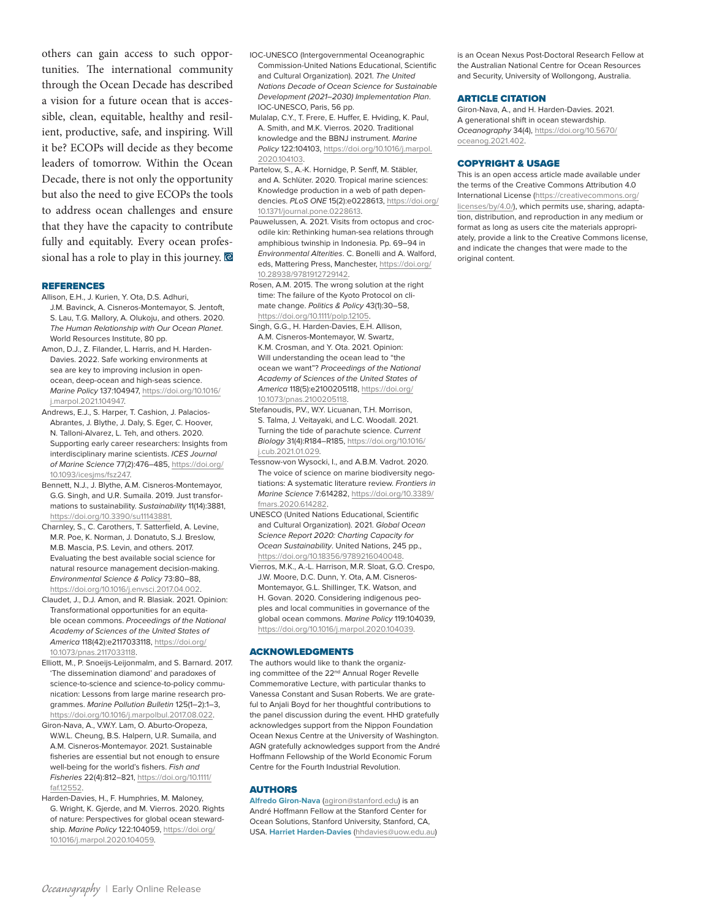others can gain access to such opportunities. The international community through the Ocean Decade has described a vision for a future ocean that is accessible, clean, equitable, healthy and resilient, productive, safe, and inspiring. Will it be? ECOPs will decide as they become leaders of tomorrow. Within the Ocean Decade, there is not only the opportunity but also the need to give ECOPs the tools to address ocean challenges and ensure that they have the capacity to contribute fully and equitably. Every ocean professional has a role to play in this journey.

## REFERENCES

Allison, E.H., J. Kurien, Y. Ota, D.S. Adhuri, J.M. Bavinck, A. Cisneros-Montemayor, S. Jentoft, S. Lau, T.G. Mallory, A. Olukoju, and others. 2020. *The Human Relationship with Our Ocean Planet*. World Resources Institute, 80 pp.

Amon, D.J., Z. Filander, L. Harris, and H. Harden-Davies. 2022. Safe working environments at sea are key to improving inclusion in open-ocean, deep-ocean and high-seas science. *Marine Policy* 137:104947, https://doi.org/10.1016/j.marpol.2021.104947.

Andrews, E.J., S. Harper, T. Cashion, J. Palacios-Abrantes, J. Blythe, J. Daly, S. Eger, C. Hoover, N. Talloni-Alvarez, L. Teh, and others. 2020. Supporting early career researchers: Insights from interdisciplinary marine scientists. *ICES Journal of Marine Science* 77(2):476–485, https://doi.org/10.1093/icesjms/fsz247.

Bennett, N.J., J. Blythe, A.M. Cisneros-Montemayor, G.G. Singh, and U.R. Sumaila. 2019. Just transformations to sustainability. *Sustainability* 11(14):3881, https://doi.org/10.3390/su11143881.

Charnley, S., C. Carothers, T. Satterfield, A. Levine, M.R. Poe, K. Norman, J. Donatuto, S.J. Breslow, M.B. Mascia, P.S. Levin, and others. 2017. Evaluating the best available social science for natural resource management decision-making. *Environmental Science & Policy* 73:80–88, https://doi.org/10.1016/j.envsci.2017.04.002.

Claudet, J., D.J. Amon, and R. Blasiak. 2021. Opinion: Transformational opportunities for an equitable ocean commons. *Proceedings of the National Academy of Sciences of the United States of America* 118(42):e2117033118, https://doi.org/10.1073/pnas.2117033118.

Elliott, M., P. Snoeijs-Leijonmalm, and S. Barnard. 2017. 'The dissemination diamond' and paradoxes of science-to-science and science-to-policy communication: Lessons from large marine research programmes. *Marine Pollution Bulletin* 125(1–2):1–3, https://doi.org/10.1016/j.marpolbul.2017.08.022.

Giron-Nava, A., V.W.Y. Lam, O. Aburto-Oropeza, W.W.L. Cheung, B.S. Halpern, U.R. Sumaila, and A.M. Cisneros-Montemayor. 2021. Sustainable fisheries are essential but not enough to ensure well-being for the world's fishers. *Fish and Fisheries* 22(4):812–821, https://doi.org/10.1111/faf.12552.

Harden-Davies, H., F. Humphries, M. Maloney, G. Wright, K. Gjerde, and M. Vierros. 2020. Rights of nature: Perspectives for global ocean stewardship. *Marine Policy* 122:104059, https://doi.org/10.1016/j.marpol.2020.104059.

IOC-UNESCO (Intergovernmental Oceanographic Commission-United Nations Educational, Scientific and Cultural Organization). 2021. *The United Nations Decade of Ocean Science for Sustainable Development (2021–2030) Implementation Plan*. IOC-UNESCO, Paris, 56 pp.

Mulalap, C.Y., T. Frere, E. Huffer, E. Hviding, K. Paul, A. Smith, and M.K. Vierros. 2020. Traditional knowledge and the BBNJ instrument. *Marine Policy* 122:104103, https://doi.org/10.1016/j.marpol.2020.104103.

Partelow, S., A.-K. Hornidge, P. Senff, M. Stäbler, and A. Schlüter. 2020. Tropical marine sciences: Knowledge production in a web of path dependencies. *PLoS ONE* 15(2):e0228613, https://doi.org/10.1371/journal.pone.0228613.

Pauwelussen, A. 2021. Visits from octopus and crocodile kin: Rethinking human-sea relations through amphibious twinship in Indonesia. Pp. 69–94 in *Environmental Alterities*. C. Bonelli and A. Walford, eds, Mattering Press, Manchester, https://doi.org/10.28938/9781912729142.

Rosen, A.M. 2015. The wrong solution at the right time: The failure of the Kyoto Protocol on climate change. *Politics & Policy* 43(1):30–58, https://doi.org/10.1111/polp.12105.

Singh, G.G., H. Harden-Davies, E.H. Allison, A.M. Cisneros-Montemayor, W. Swartz, K.M. Crosman, and Y. Ota. 2021. Opinion: Will understanding the ocean lead to "the ocean we want"? *Proceedings of the National Academy of Sciences of the United States of America* 118(5):e2100205118, https://doi.org/10.1073/pnas.2100205118.

Stefanoudis, P.V., W.Y. Licuanan, T.H. Morrison, S. Talma, J. Veitayaki, and L.C. Woodall. 2021. Turning the tide of parachute science. *Current Biology* 31(4):R184–R185, https://doi.org/10.1016/j.cub.2021.01.029.

Tessnow-von Wysocki, I., and A.B.M. Vadrot. 2020. The voice of science on marine biodiversity negotiations: A systematic literature review. *Frontiers in Marine Science* 7:614282, https://doi.org/10.3389/fmars.2020.614282.

UNESCO (United Nations Educational, Scientific and Cultural Organization). 2021. *Global Ocean Science Report 2020: Charting Capacity for Ocean Sustainability*. United Nations, 245 pp., https://doi.org/10.18356/9789216040048.

Vierros, M.K., A.-L. Harrison, M.R. Sloat, G.O. Crespo, J.W. Moore, D.C. Dunn, Y. Ota, A.M. Cisneros-Montemayor, G.L. Shillinger, T.K. Watson, and H. Govan. 2020. Considering indigenous peoples and local communities in governance of the global ocean commons. *Marine Policy* 119:104039, https://doi.org/10.1016/j.marpol.2020.104039.

## ACKNOWLEDGMENTS

The authors would like to thank the organizing committee of the 22nd Annual Roger Revelle Commemorative Lecture, with particular thanks to Vanessa Constant and Susan Roberts. We are grateful to Anjali Boyd for her thoughtful contributions to the panel discussion during the event. HHD gratefully acknowledges support from the Nippon Foundation Ocean Nexus Centre at the University of Washington. AGN gratefully acknowledges support from the André Hoffmann Fellowship of the World Economic Forum Centre for the Fourth Industrial Revolution.

## AUTHORS

**Alfredo Giron-Nava** (agiron@stanford.edu) is an André Hoffmann Fellow at the Stanford Center for Ocean Solutions, Stanford University, Stanford, CA, USA. **Harriet Harden-Davies** (hhdavies@uow.edu.au) is an Ocean Nexus Post-Doctoral Research Fellow at the Australian National Centre for Ocean Resources and Security, University of Wollongong, Australia.

## ARTICLE CITATION

Giron-Nava, A., and H. Harden-Davies. 2021. A generational shift in ocean stewardship. *Oceanography* 34(4), https://doi.org/10.5670/oceanog.2021.402.

## COPYRIGHT & USAGE

This is an open access article made available under the terms of the Creative Commons Attribution 4.0 International License (https://creativecommons.org/licenses/by/4.0/), which permits use, sharing, adaptation, distribution, and reproduction in any medium or format as long as users cite the materials appropriately, provide a link to the Creative Commons license, and indicate the changes that were made to the original content.